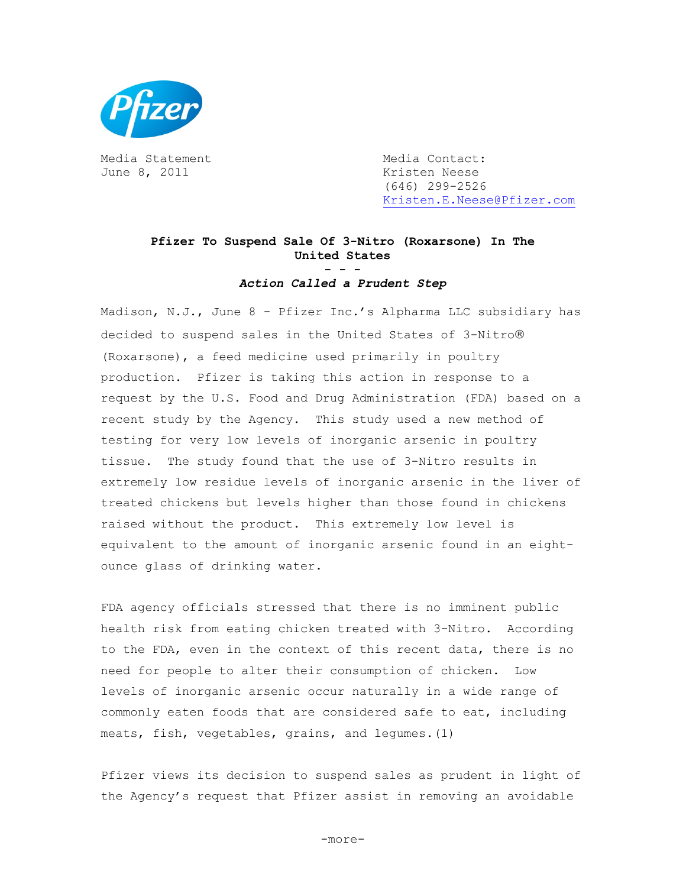Media Statement
June 8, 2011

Media Contact:
Kristen Neese
(646) 299-2526
Kristen.E.Neese@Pfizer.com

**Pfizer To Suspend Sale Of 3-Nitro (Roxarsone) In The United States**

**- - -**

***Action Called a Prudent Step***

Madison, N.J., June 8 - Pfizer Inc.'s Alpharma LLC subsidiary has decided to suspend sales in the United States of 3-Nitro® (Roxarsone), a feed medicine used primarily in poultry production. Pfizer is taking this action in response to a request by the U.S. Food and Drug Administration (FDA) based on a recent study by the Agency. This study used a new method of testing for very low levels of inorganic arsenic in poultry tissue. The study found that the use of 3-Nitro results in extremely low residue levels of inorganic arsenic in the liver of treated chickens but levels higher than those found in chickens raised without the product. This extremely low level is equivalent to the amount of inorganic arsenic found in an eight-ounce glass of drinking water.

FDA agency officials stressed that there is no imminent public health risk from eating chicken treated with 3-Nitro. According to the FDA, even in the context of this recent data, there is no need for people to alter their consumption of chicken. Low levels of inorganic arsenic occur naturally in a wide range of commonly eaten foods that are considered safe to eat, including meats, fish, vegetables, grains, and legumes.(1)

Pfizer views its decision to suspend sales as prudent in light of the Agency's request that Pfizer assist in removing an avoidable

-more-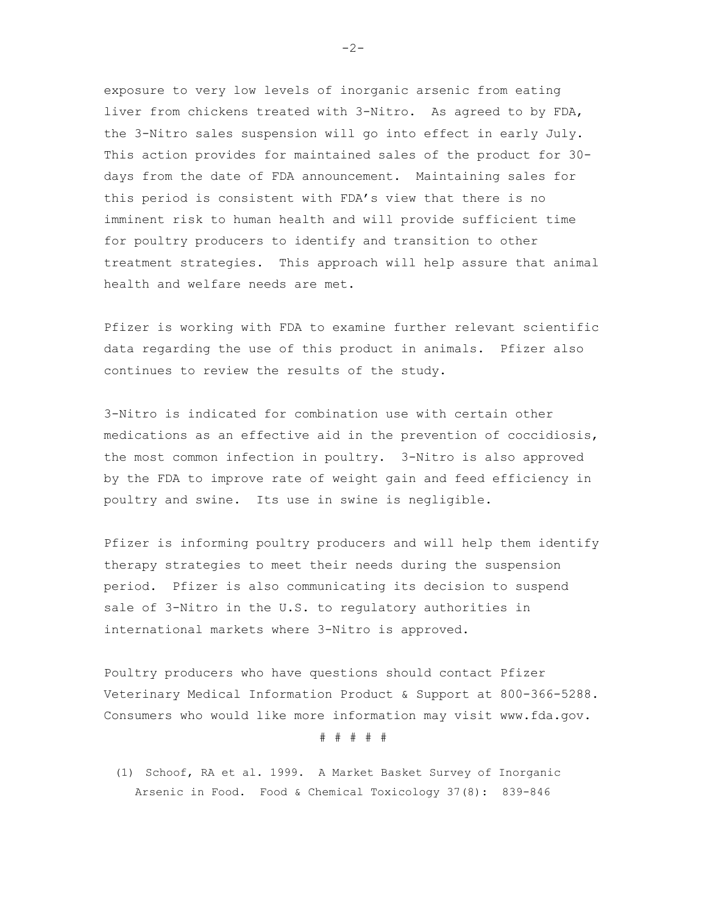exposure to very low levels of inorganic arsenic from eating liver from chickens treated with 3-Nitro. As agreed to by FDA, the 3-Nitro sales suspension will go into effect in early July. This action provides for maintained sales of the product for 30-days from the date of FDA announcement. Maintaining sales for this period is consistent with FDA's view that there is no imminent risk to human health and will provide sufficient time for poultry producers to identify and transition to other treatment strategies. This approach will help assure that animal health and welfare needs are met.

Pfizer is working with FDA to examine further relevant scientific data regarding the use of this product in animals. Pfizer also continues to review the results of the study.

3-Nitro is indicated for combination use with certain other medications as an effective aid in the prevention of coccidiosis, the most common infection in poultry. 3-Nitro is also approved by the FDA to improve rate of weight gain and feed efficiency in poultry and swine. Its use in swine is negligible.

Pfizer is informing poultry producers and will help them identify therapy strategies to meet their needs during the suspension period. Pfizer is also communicating its decision to suspend sale of 3-Nitro in the U.S. to regulatory authorities in international markets where 3-Nitro is approved.

Poultry producers who have questions should contact Pfizer Veterinary Medical Information Product & Support at 800-366-5288. Consumers who would like more information may visit www.fda.gov.

# # # # #

(1) Schoof, RA et al. 1999. A Market Basket Survey of Inorganic Arsenic in Food. Food & Chemical Toxicology 37(8): 839-846